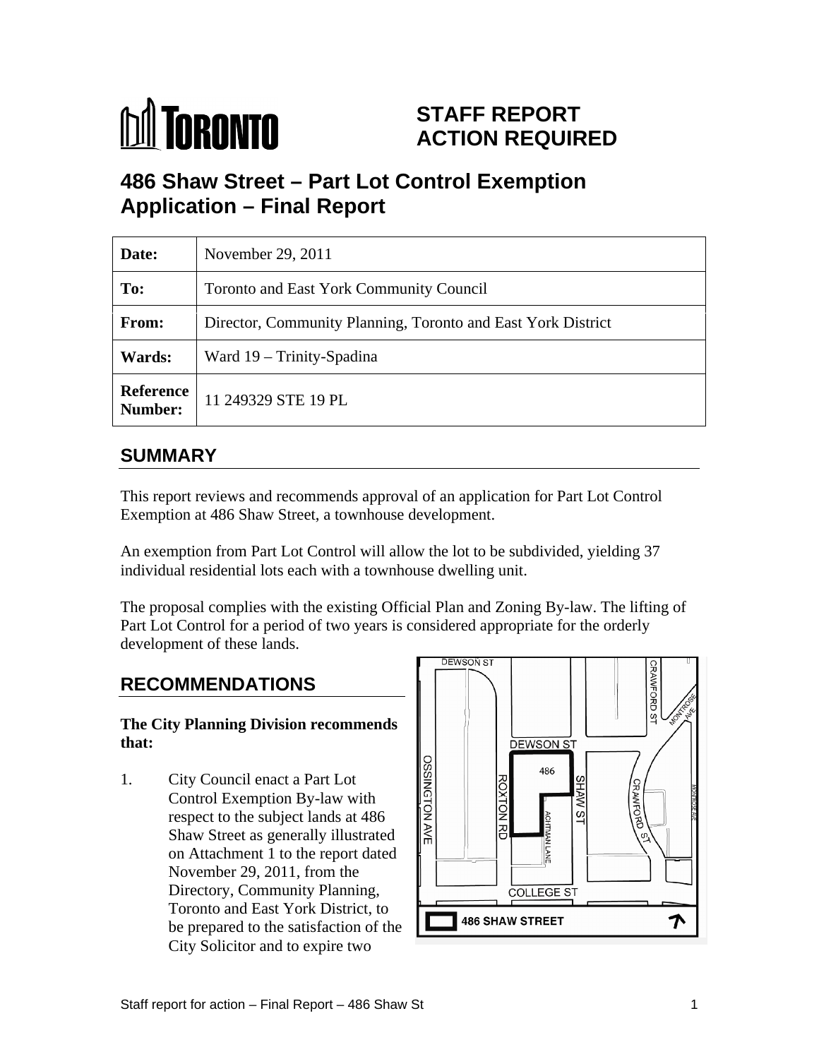# STAFF REPORT ACTION REQUIRED

## 486 Shaw Street – Part Lot Control Exemption Application – Final Report

| | |
|---|---|
| **Date:** | November 29, 2011 |
| **To:** | Toronto and East York Community Council |
| **From:** | Director, Community Planning, Toronto and East York District |
| **Wards:** | Ward 19 – Trinity-Spadina |
| **Reference Number:** | 11 249329 STE 19 PL |

## SUMMARY

This report reviews and recommends approval of an application for Part Lot Control Exemption at 486 Shaw Street, a townhouse development.

An exemption from Part Lot Control will allow the lot to be subdivided, yielding 37 individual residential lots each with a townhouse dwelling unit.

The proposal complies with the existing Official Plan and Zoning By-law. The lifting of Part Lot Control for a period of two years is considered appropriate for the orderly development of these lands.

## RECOMMENDATIONS

**The City Planning Division recommends that:**

1. City Council enact a Part Lot Control Exemption By-law with respect to the subject lands at 486 Shaw Street as generally illustrated on Attachment 1 to the report dated November 29, 2011, from the Directory, Community Planning, Toronto and East York District, to be prepared to the satisfaction of the City Solicitor and to expire two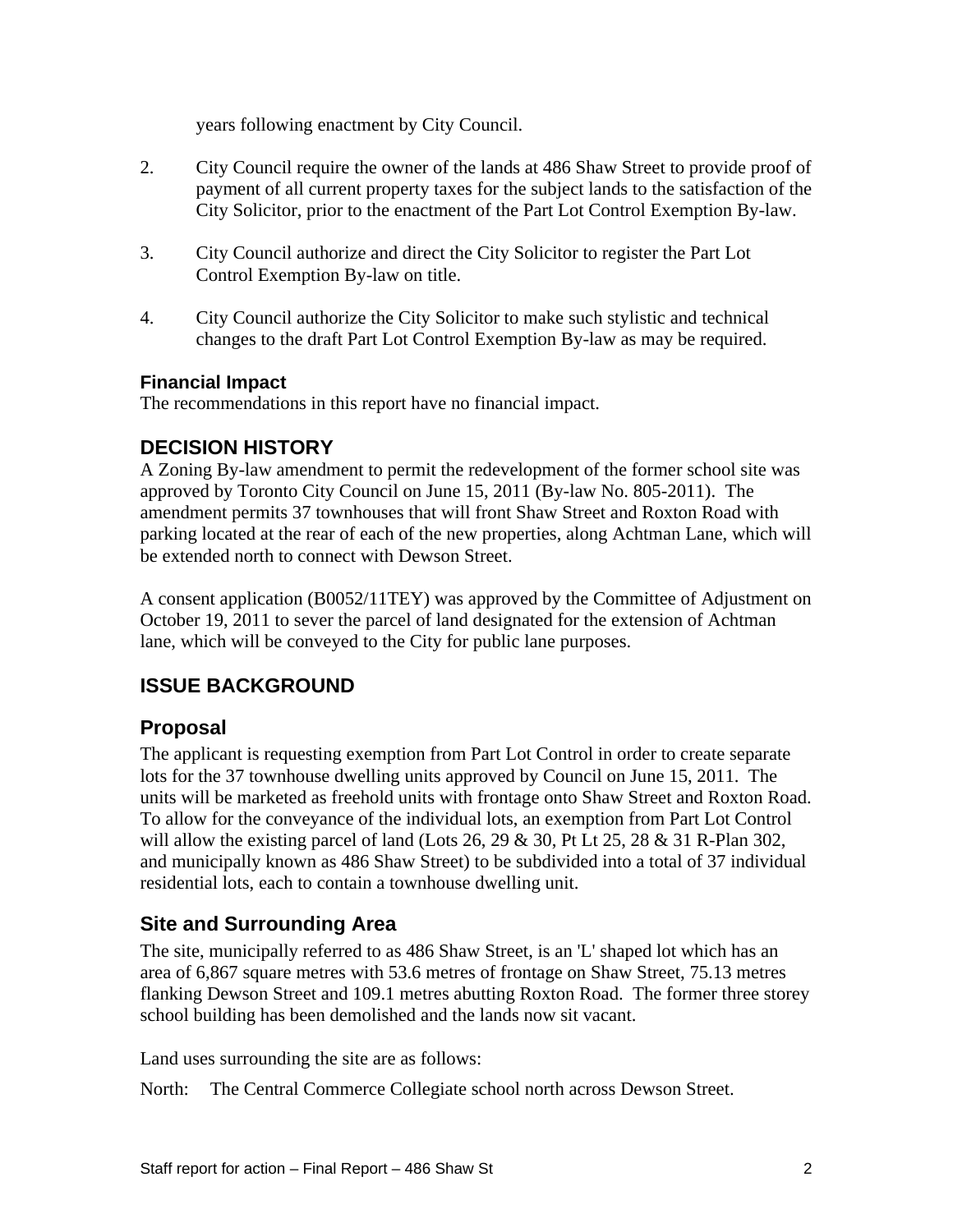years following enactment by City Council.

2. City Council require the owner of the lands at 486 Shaw Street to provide proof of payment of all current property taxes for the subject lands to the satisfaction of the City Solicitor, prior to the enactment of the Part Lot Control Exemption By-law.

3. City Council authorize and direct the City Solicitor to register the Part Lot Control Exemption By-law on title.

4. City Council authorize the City Solicitor to make such stylistic and technical changes to the draft Part Lot Control Exemption By-law as may be required.

### Financial Impact

The recommendations in this report have no financial impact.

## DECISION HISTORY

A Zoning By-law amendment to permit the redevelopment of the former school site was approved by Toronto City Council on June 15, 2011 (By-law No. 805-2011). The amendment permits 37 townhouses that will front Shaw Street and Roxton Road with parking located at the rear of each of the new properties, along Achtman Lane, which will be extended north to connect with Dewson Street.

A consent application (B0052/11TEY) was approved by the Committee of Adjustment on October 19, 2011 to sever the parcel of land designated for the extension of Achtman lane, which will be conveyed to the City for public lane purposes.

## ISSUE BACKGROUND

### Proposal

The applicant is requesting exemption from Part Lot Control in order to create separate lots for the 37 townhouse dwelling units approved by Council on June 15, 2011. The units will be marketed as freehold units with frontage onto Shaw Street and Roxton Road. To allow for the conveyance of the individual lots, an exemption from Part Lot Control will allow the existing parcel of land (Lots 26, 29 & 30, Pt Lt 25, 28 & 31 R-Plan 302, and municipally known as 486 Shaw Street) to be subdivided into a total of 37 individual residential lots, each to contain a townhouse dwelling unit.

### Site and Surrounding Area

The site, municipally referred to as 486 Shaw Street, is an 'L' shaped lot which has an area of 6,867 square metres with 53.6 metres of frontage on Shaw Street, 75.13 metres flanking Dewson Street and 109.1 metres abutting Roxton Road. The former three storey school building has been demolished and the lands now sit vacant.

Land uses surrounding the site are as follows:

North: The Central Commerce Collegiate school north across Dewson Street.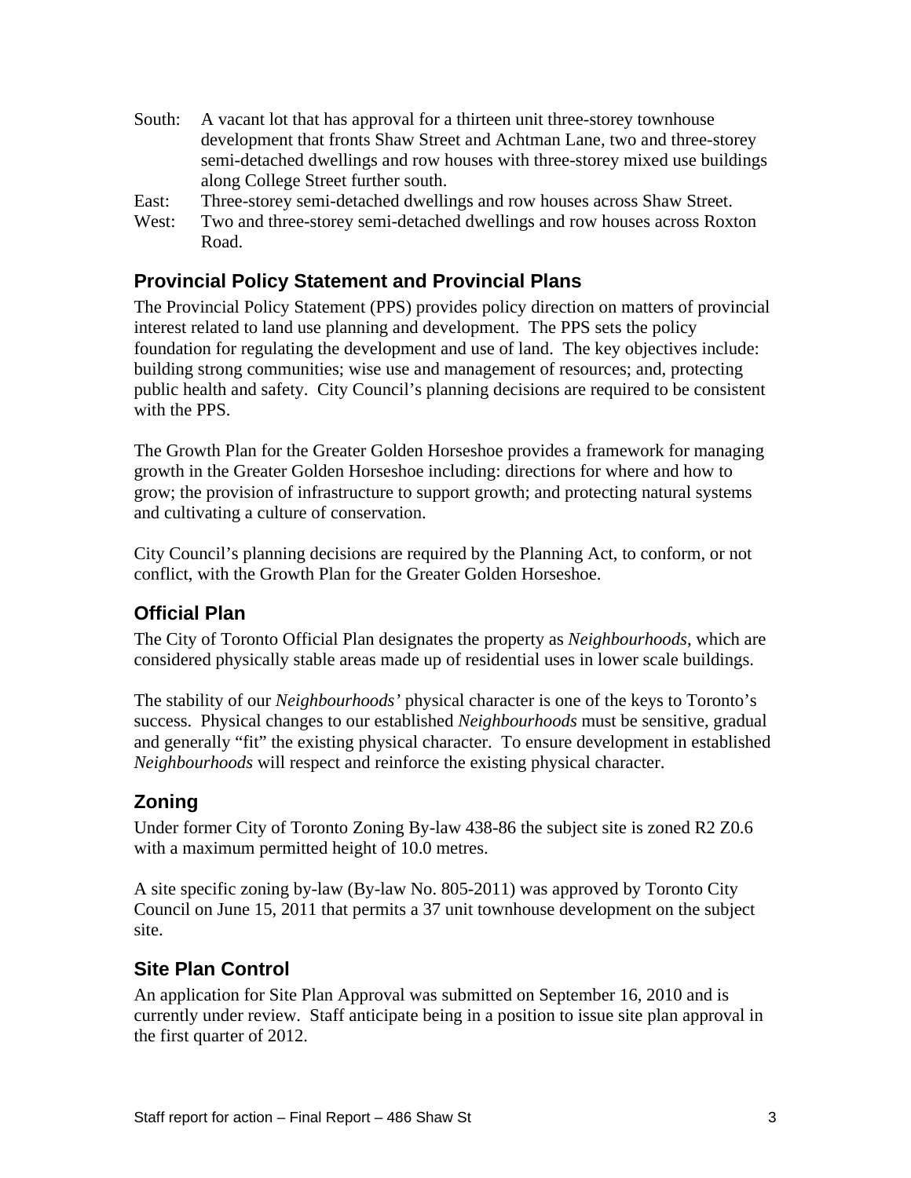South: A vacant lot that has approval for a thirteen unit three-storey townhouse development that fronts Shaw Street and Achtman Lane, two and three-storey semi-detached dwellings and row houses with three-storey mixed use buildings along College Street further south.

East: Three-storey semi-detached dwellings and row houses across Shaw Street.

West: Two and three-storey semi-detached dwellings and row houses across Roxton Road.

## Provincial Policy Statement and Provincial Plans

The Provincial Policy Statement (PPS) provides policy direction on matters of provincial interest related to land use planning and development. The PPS sets the policy foundation for regulating the development and use of land. The key objectives include: building strong communities; wise use and management of resources; and, protecting public health and safety. City Council's planning decisions are required to be consistent with the PPS.

The Growth Plan for the Greater Golden Horseshoe provides a framework for managing growth in the Greater Golden Horseshoe including: directions for where and how to grow; the provision of infrastructure to support growth; and protecting natural systems and cultivating a culture of conservation.

City Council's planning decisions are required by the Planning Act, to conform, or not conflict, with the Growth Plan for the Greater Golden Horseshoe.

## Official Plan

The City of Toronto Official Plan designates the property as *Neighbourhoods*, which are considered physically stable areas made up of residential uses in lower scale buildings.

The stability of our *Neighbourhoods'* physical character is one of the keys to Toronto's success. Physical changes to our established *Neighbourhoods* must be sensitive, gradual and generally "fit" the existing physical character. To ensure development in established *Neighbourhoods* will respect and reinforce the existing physical character.

## Zoning

Under former City of Toronto Zoning By-law 438-86 the subject site is zoned R2 Z0.6 with a maximum permitted height of 10.0 metres.

A site specific zoning by-law (By-law No. 805-2011) was approved by Toronto City Council on June 15, 2011 that permits a 37 unit townhouse development on the subject site.

## Site Plan Control

An application for Site Plan Approval was submitted on September 16, 2010 and is currently under review. Staff anticipate being in a position to issue site plan approval in the first quarter of 2012.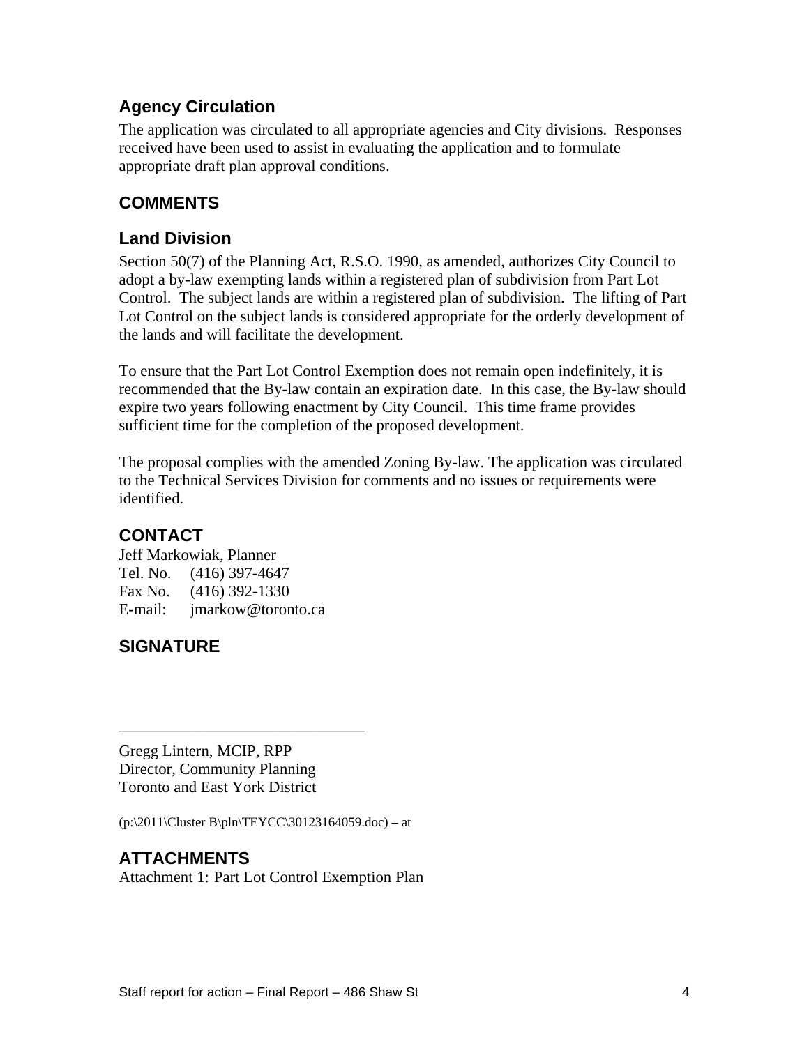### Agency Circulation

The application was circulated to all appropriate agencies and City divisions. Responses received have been used to assist in evaluating the application and to formulate appropriate draft plan approval conditions.

## COMMENTS

### Land Division

Section 50(7) of the Planning Act, R.S.O. 1990, as amended, authorizes City Council to adopt a by-law exempting lands within a registered plan of subdivision from Part Lot Control. The subject lands are within a registered plan of subdivision. The lifting of Part Lot Control on the subject lands is considered appropriate for the orderly development of the lands and will facilitate the development.

To ensure that the Part Lot Control Exemption does not remain open indefinitely, it is recommended that the By-law contain an expiration date. In this case, the By-law should expire two years following enactment by City Council. This time frame provides sufficient time for the completion of the proposed development.

The proposal complies with the amended Zoning By-law. The application was circulated to the Technical Services Division for comments and no issues or requirements were identified.

## CONTACT

Jeff Markowiak, Planner
Tel. No. (416) 397-4647
Fax No. (416) 392-1330
E-mail: jmarkow@toronto.ca

## SIGNATURE

_______________________________

Gregg Lintern, MCIP, RPP
Director, Community Planning
Toronto and East York District

(p:\2011\Cluster B\pln\TEYCC\30123164059.doc) – at

## ATTACHMENTS

Attachment 1: Part Lot Control Exemption Plan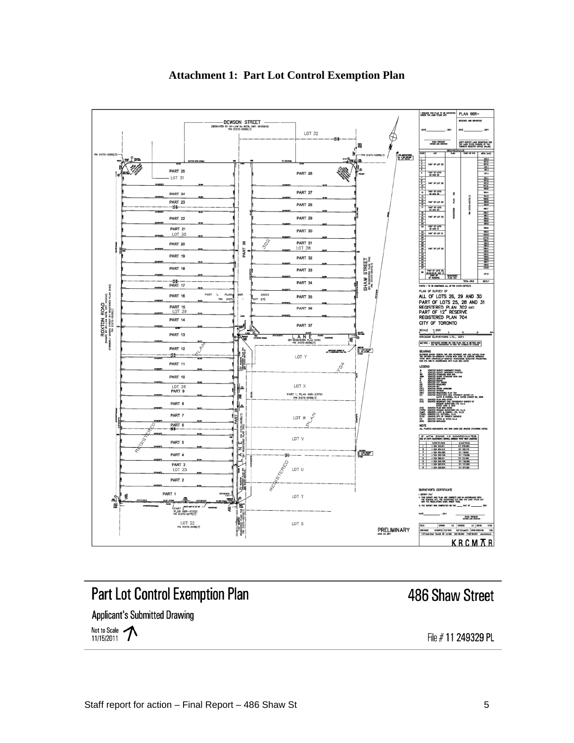**Attachment 1: Part Lot Control Exemption Plan**

DEWSON STREET

(DEDICATED BY BY-LAW No 6376, INST. 0X33942)

PIN 21272-0285(LT)

LOT 32

PART 25

LOT 31

PART 26

PART 24

PART 27

PART 23

PART 28

PART 22

PART 29

PART 21

LOT 30

PART 30

PART 20

PART 38

302

PART 31

LOT 28

PART 19

PART 32

PART 18

PART 33

PART 17

PART 34

SHAW STREET

PART 16

PART 1, PLAN 66R

PART 35

PART 15

LOT 29

PART 36

PART 14

PART 37

ROXTON ROAD

PART 13

LANE

PART 12

LOT Y

704

PART 11

PART 10

LOT 26

PART 9

LOT X

PART 1, PLAN 66R-23701

PIN 21272-0180(LT)

PART 8

PART 7

LOT W

PLAN

PART 6

REGISTERED

PART 5

LOT V

PART 4

PART 3

LOT 25

LOT U

REGISTERED

PART 2

PART 1

LOT T

PART 2

PLAN 66R-XXXXX

PIN 21272-0277(LT)

LOT 22

PIN 21272-0158(LT)

LOT S

PRELIMINARY

PLAN 66R-

PLAN OF SURVEY OF

ALL OF LOTS 26, 29 AND 30

PART OF LOTS 25, 28 AND 31

REGISTERED PLAN 302 AND

PART OF 12" RESERVE

REGISTERED PLAN 704

CITY OF TORONTO

SCALE 1:200

KRCMAR SURVEYORS LTD., 2011

SURVEYOR'S CERTIFICATE

KRCMAR

## Part Lot Control Exemption Plan

## 486 Shaw Street

Applicant's Submitted Drawing

Not to Scale
11/15/2011

File # 11 249329 PL

Staff report for action – Final Report – 486 Shaw St